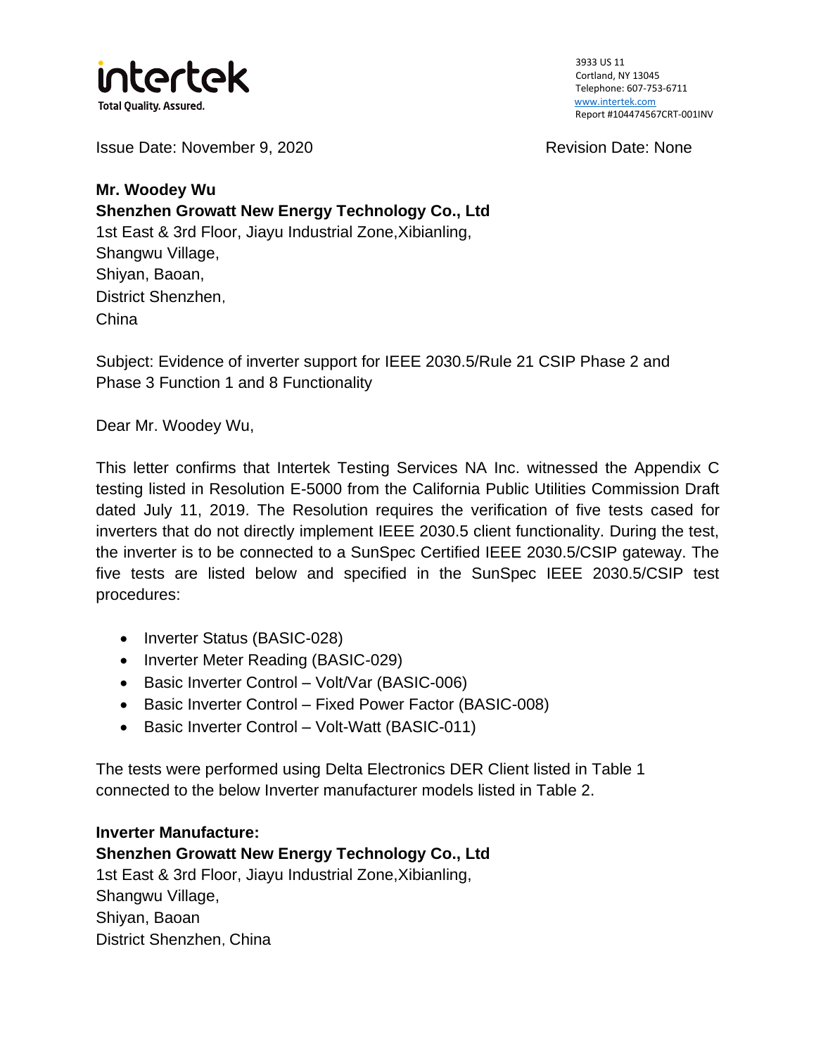intertek
Total Quality. Assured.

3933 US 11
Cortland, NY 13045
Telephone: 607-753-6711
www.intertek.com
Report #104474567CRT-001INV

Issue Date: November 9, 2020 Revision Date: None

**Mr. Woodey Wu**
**Shenzhen Growatt New Energy Technology Co., Ltd**
1st East & 3rd Floor, Jiayu Industrial Zone,Xibianling,
Shangwu Village,
Shiyan, Baoan,
District Shenzhen,
China

Subject: Evidence of inverter support for IEEE 2030.5/Rule 21 CSIP Phase 2 and Phase 3 Function 1 and 8 Functionality

Dear Mr. Woodey Wu,

This letter confirms that Intertek Testing Services NA Inc. witnessed the Appendix C testing listed in Resolution E-5000 from the California Public Utilities Commission Draft dated July 11, 2019. The Resolution requires the verification of five tests cased for inverters that do not directly implement IEEE 2030.5 client functionality. During the test, the inverter is to be connected to a SunSpec Certified IEEE 2030.5/CSIP gateway. The five tests are listed below and specified in the SunSpec IEEE 2030.5/CSIP test procedures:

- Inverter Status (BASIC-028)
- Inverter Meter Reading (BASIC-029)
- Basic Inverter Control – Volt/Var (BASIC-006)
- Basic Inverter Control – Fixed Power Factor (BASIC-008)
- Basic Inverter Control – Volt-Watt (BASIC-011)

The tests were performed using Delta Electronics DER Client listed in Table 1 connected to the below Inverter manufacturer models listed in Table 2.

**Inverter Manufacture:**
**Shenzhen Growatt New Energy Technology Co., Ltd**
1st East & 3rd Floor, Jiayu Industrial Zone,Xibianling,
Shangwu Village,
Shiyan, Baoan
District Shenzhen, China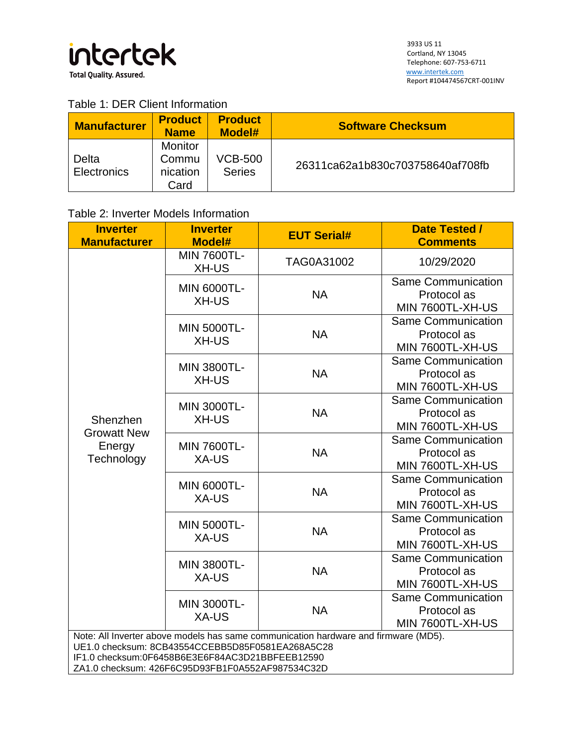Table 1: DER Client Information

| Manufacturer | Product Name | Product Model# | Software Checksum |
|---|---|---|---|
| Delta Electronics | Monitor Communication Card | VCB-500 Series | 26311ca62a1b830c703758640af708fb |

Table 2: Inverter Models Information

| Inverter Manufacturer | Inverter Model# | EUT Serial# | Date Tested / Comments |
|---|---|---|---|
| Shenzhen Growatt New Energy Technology | MIN 7600TL-XH-US | TAG0A31002 | 10/29/2020 |
| | MIN 6000TL-XH-US | NA | Same Communication Protocol as MIN 7600TL-XH-US |
| | MIN 5000TL-XH-US | NA | Same Communication Protocol as MIN 7600TL-XH-US |
| | MIN 3800TL-XH-US | NA | Same Communication Protocol as MIN 7600TL-XH-US |
| | MIN 3000TL-XH-US | NA | Same Communication Protocol as MIN 7600TL-XH-US |
| | MIN 7600TL-XA-US | NA | Same Communication Protocol as MIN 7600TL-XH-US |
| | MIN 6000TL-XA-US | NA | Same Communication Protocol as MIN 7600TL-XH-US |
| | MIN 5000TL-XA-US | NA | Same Communication Protocol as MIN 7600TL-XH-US |
| | MIN 3800TL-XA-US | NA | Same Communication Protocol as MIN 7600TL-XH-US |
| | MIN 3000TL-XA-US | NA | Same Communication Protocol as MIN 7600TL-XH-US |

Note: All Inverter above models has same communication hardware and firmware (MD5).
UE1.0 checksum: 8CB43554CCEBB5D85F0581EA268A5C28
IF1.0 checksum:0F6458B6E3E6F84AC3D21BBFEEB12590
ZA1.0 checksum: 426F6C95D93FB1F0A552AF987534C32D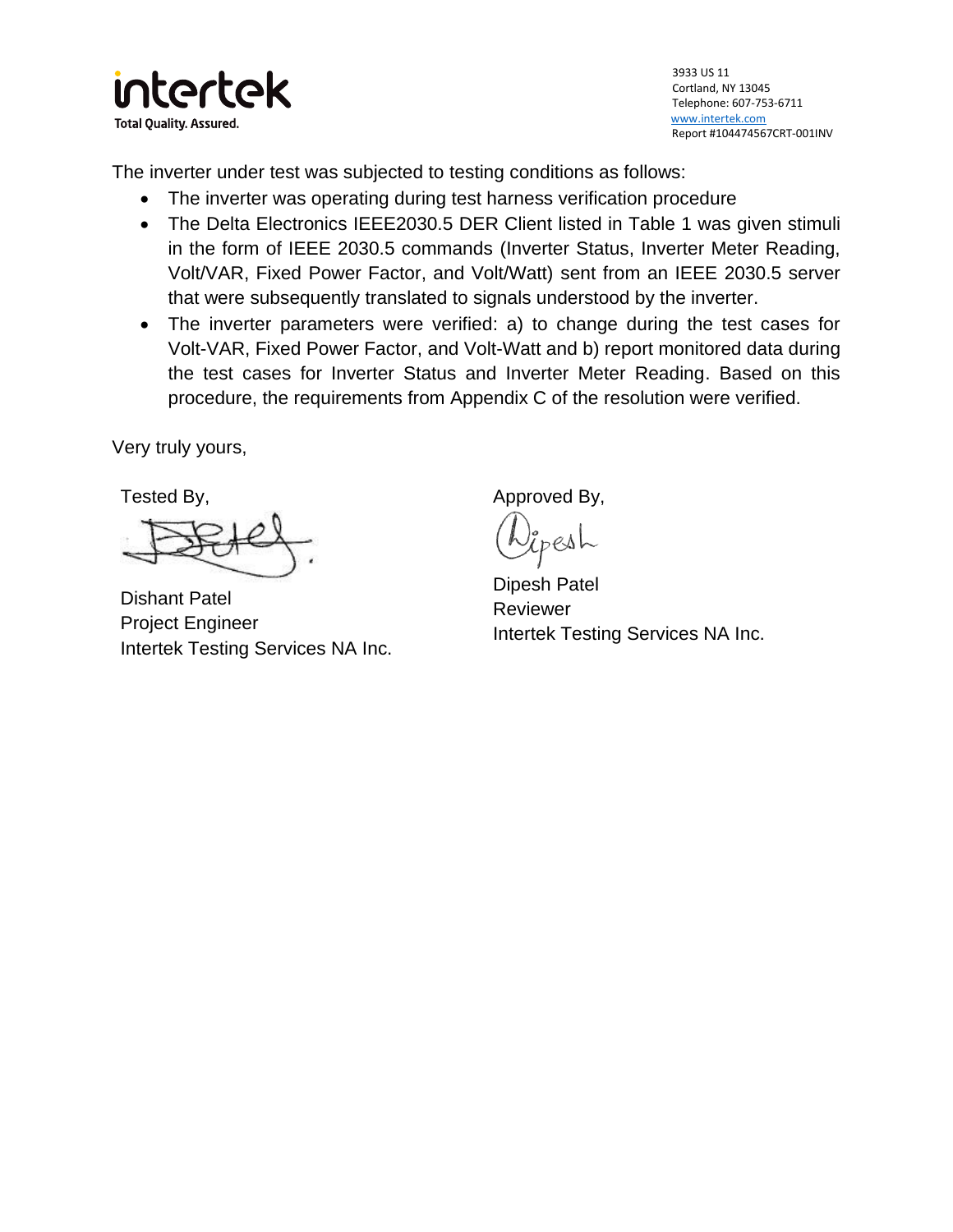The inverter under test was subjected to testing conditions as follows:

- The inverter was operating during test harness verification procedure
- The Delta Electronics IEEE2030.5 DER Client listed in Table 1 was given stimuli in the form of IEEE 2030.5 commands (Inverter Status, Inverter Meter Reading, Volt/VAR, Fixed Power Factor, and Volt/Watt) sent from an IEEE 2030.5 server that were subsequently translated to signals understood by the inverter.
- The inverter parameters were verified: a) to change during the test cases for Volt-VAR, Fixed Power Factor, and Volt-Watt and b) report monitored data during the test cases for Inverter Status and Inverter Meter Reading. Based on this procedure, the requirements from Appendix C of the resolution were verified.

Very truly yours,

Tested By,

Dishant Patel
Project Engineer
Intertek Testing Services NA Inc.

Approved By,

Dipesh Patel
Reviewer
Intertek Testing Services NA Inc.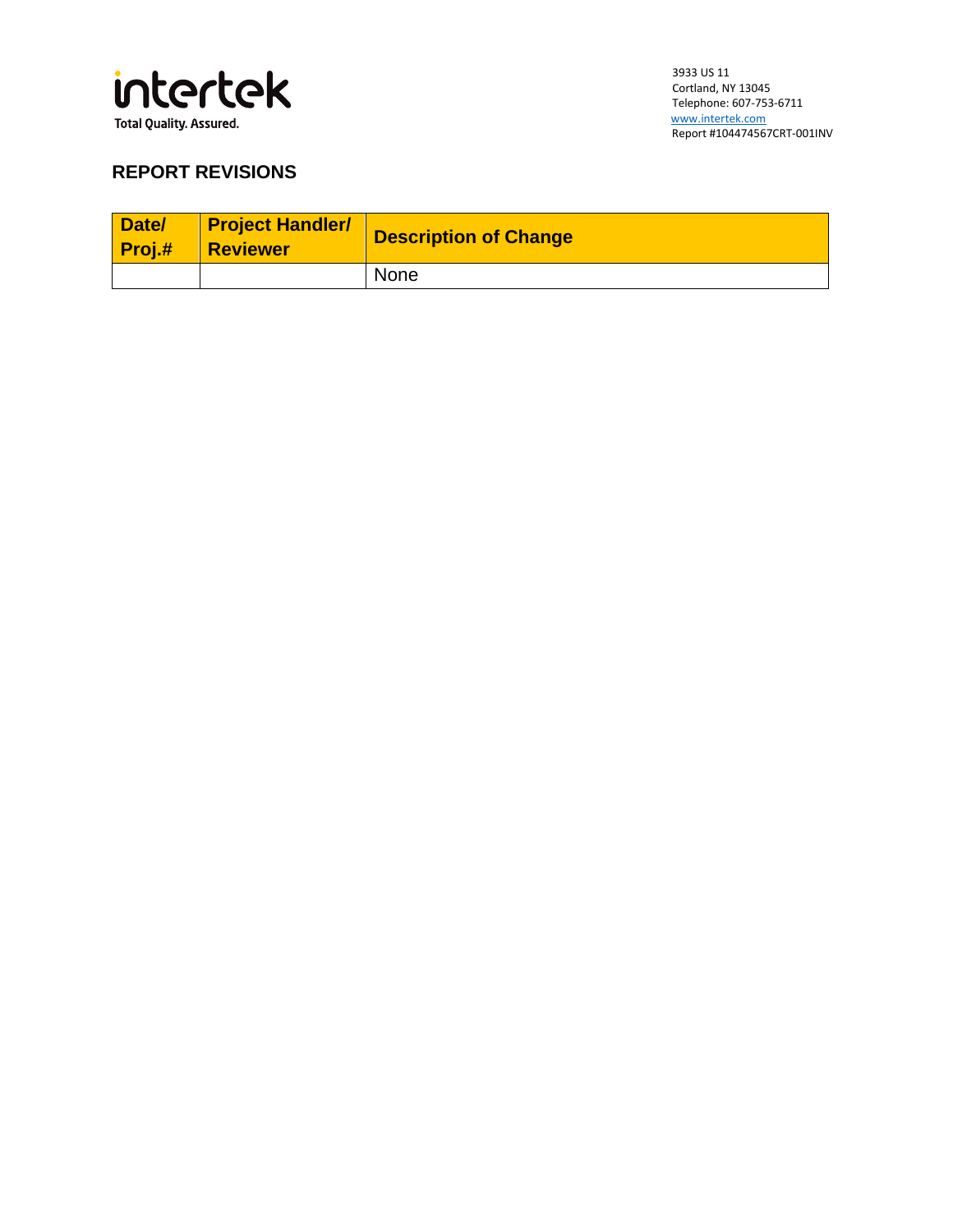intertek
Total Quality. Assured.

3933 US 11
Cortland, NY 13045
Telephone: 607-753-6711
www.intertek.com
Report #104474567CRT-001INV

## REPORT REVISIONS

| Date/ Proj.# | Project Handler/ Reviewer | Description of Change |
|---|---|---|
| | | None |